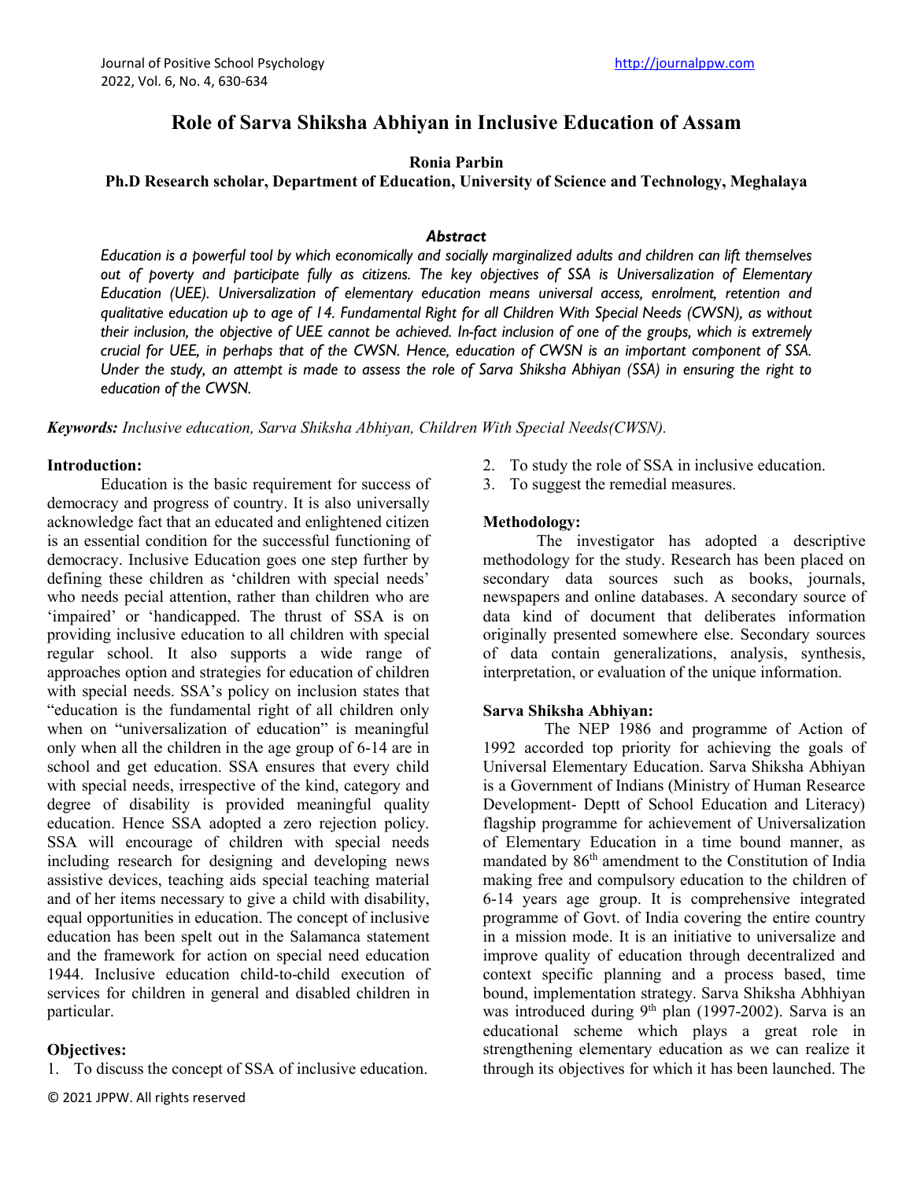# Role of Sarva Shiksha Abhiyan in Inclusive Education of Assam

**Ronia Parbin**

**Ph.D Research scholar, Department of Education, University of Science and Technology, Meghalaya**

### *Abstract*

*Education is a powerful tool by which economically and socially marginalized adults and children can lift themselves out of poverty and participate fully as citizens. The key objectives of SSA is Universalization of Elementary Education (UEE). Universalization of elementary education means universal access, enrolment, retention and qualitative education up to age of 14. Fundamental Right for all Children With Special Needs (CWSN), as without their inclusion, the objective of UEE cannot be achieved. In-fact inclusion of one of the groups, which is extremely crucial for UEE, in perhaps that of the CWSN. Hence, education of CWSN is an important component of SSA. Under the study, an attempt is made to assess the role of Sarva Shiksha Abhiyan (SSA) in ensuring the right to education of the CWSN.*

***Keywords:*** *Inclusive education, Sarva Shiksha Abhiyan, Children With Special Needs(CWSN).*

**Introduction:**

Education is the basic requirement for success of democracy and progress of country. It is also universally acknowledge fact that an educated and enlightened citizen is an essential condition for the successful functioning of democracy. Inclusive Education goes one step further by defining these children as 'children with special needs' who needs pecial attention, rather than children who are 'impaired' or 'handicapped. The thrust of SSA is on providing inclusive education to all children with special regular school. It also supports a wide range of approaches option and strategies for education of children with special needs. SSA's policy on inclusion states that "education is the fundamental right of all children only when on "universalization of education" is meaningful only when all the children in the age group of 6-14 are in school and get education. SSA ensures that every child with special needs, irrespective of the kind, category and degree of disability is provided meaningful quality education. Hence SSA adopted a zero rejection policy. SSA will encourage of children with special needs including research for designing and developing news assistive devices, teaching aids special teaching material and of her items necessary to give a child with disability, equal opportunities in education. The concept of inclusive education has been spelt out in the Salamanca statement and the framework for action on special need education 1944. Inclusive education child-to-child execution of services for children in general and disabled children in particular.

**Objectives:**

1. To discuss the concept of SSA of inclusive education.
2. To study the role of SSA in inclusive education.
3. To suggest the remedial measures.

**Methodology:**

The investigator has adopted a descriptive methodology for the study. Research has been placed on secondary data sources such as books, journals, newspapers and online databases. A secondary source of data kind of document that deliberates information originally presented somewhere else. Secondary sources of data contain generalizations, analysis, synthesis, interpretation, or evaluation of the unique information.

**Sarva Shiksha Abhiyan:**

The NEP 1986 and programme of Action of 1992 accorded top priority for achieving the goals of Universal Elementary Education. Sarva Shiksha Abhiyan is a Government of Indians (Ministry of Human Researce Development- Deptt of School Education and Literacy) flagship programme for achievement of Universalization of Elementary Education in a time bound manner, as mandated by 86th amendment to the Constitution of India making free and compulsory education to the children of 6-14 years age group. It is comprehensive integrated programme of Govt. of India covering the entire country in a mission mode. It is an initiative to universalize and improve quality of education through decentralized and context specific planning and a process based, time bound, implementation strategy. Sarva Shiksha Abhhiyan was introduced during 9th plan (1997-2002). Sarva is an educational scheme which plays a great role in strengthening elementary education as we can realize it through its objectives for which it has been launched. The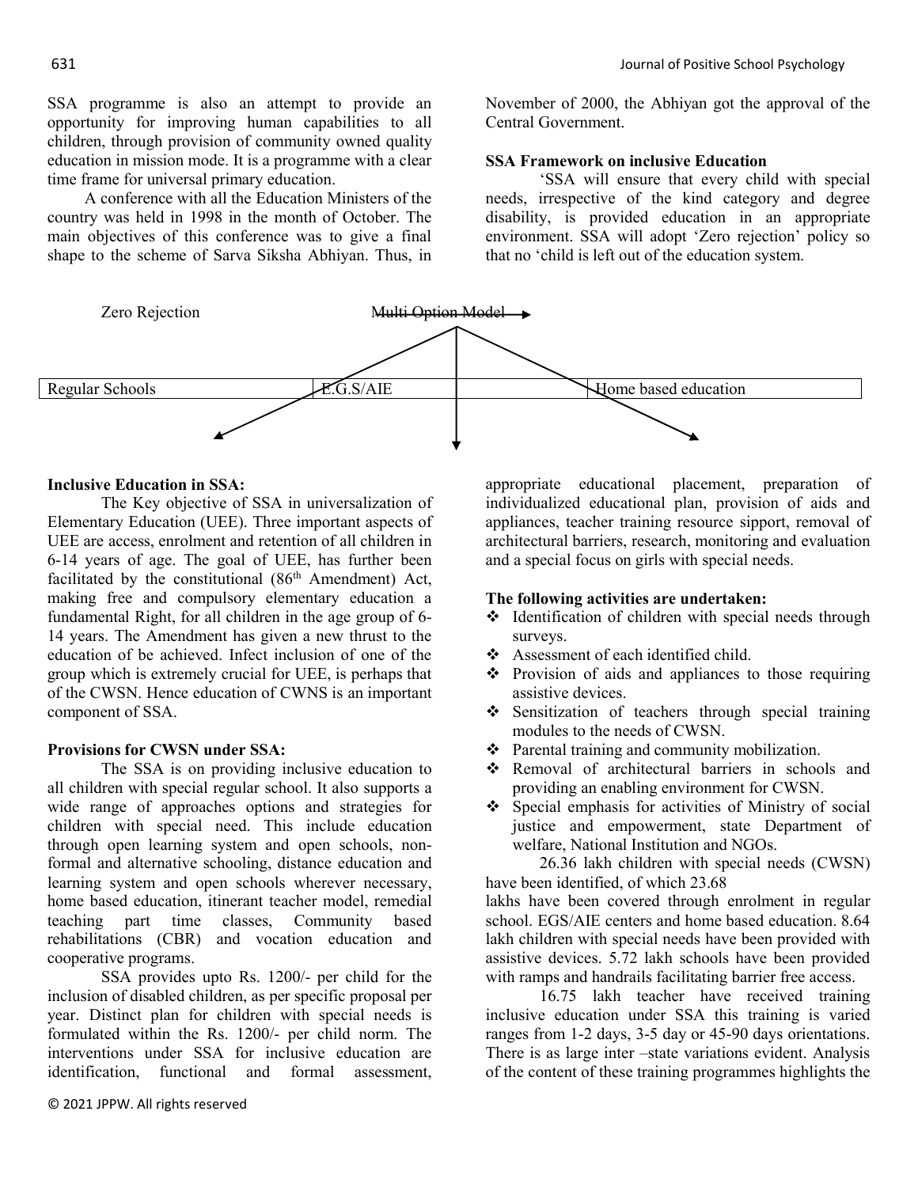SSA programme is also an attempt to provide an opportunity for improving human capabilities to all children, through provision of community owned quality education in mission mode. It is a programme with a clear time frame for universal primary education.

A conference with all the Education Ministers of the country was held in 1998 in the month of October. The main objectives of this conference was to give a final shape to the scheme of Sarva Siksha Abhiyan. Thus, in November of 2000, the Abhiyan got the approval of the Central Government.

**SSA Framework on inclusive Education**

'SSA will ensure that every child with special needs, irrespective of the kind category and degree disability, is provided education in an appropriate environment. SSA will adopt 'Zero rejection' policy so that no 'child is left out of the education system.

Zero Rejection    Multi Option Model

| Regular Schools | E.G.S/AIE | Home based education |
|---|---|---|

**Inclusive Education in SSA:**

The Key objective of SSA in universalization of Elementary Education (UEE). Three important aspects of UEE are access, enrolment and retention of all children in 6-14 years of age. The goal of UEE, has further been facilitated by the constitutional (86th Amendment) Act, making free and compulsory elementary education a fundamental Right, for all children in the age group of 6-14 years. The Amendment has given a new thrust to the education of be achieved. Infect inclusion of one of the group which is extremely crucial for UEE, is perhaps that of the CWSN. Hence education of CWNS is an important component of SSA.

**Provisions for CWSN under SSA:**

The SSA is on providing inclusive education to all children with special regular school. It also supports a wide range of approaches options and strategies for children with special need. This include education through open learning system and open schools, non-formal and alternative schooling, distance education and learning system and open schools wherever necessary, home based education, itinerant teacher model, remedial teaching part time classes, Community based rehabilitations (CBR) and vocation education and cooperative programs.

SSA provides upto Rs. 1200/- per child for the inclusion of disabled children, as per specific proposal per year. Distinct plan for children with special needs is formulated within the Rs. 1200/- per child norm. The interventions under SSA for inclusive education are identification, functional and formal assessment, appropriate educational placement, preparation of individualized educational plan, provision of aids and appliances, teacher training resource sipport, removal of architectural barriers, research, monitoring and evaluation and a special focus on girls with special needs.

**The following activities are undertaken:**

- Identification of children with special needs through surveys.
- Assessment of each identified child.
- Provision of aids and appliances to those requiring assistive devices.
- Sensitization of teachers through special training modules to the needs of CWSN.
- Parental training and community mobilization.
- Removal of architectural barriers in schools and providing an enabling environment for CWSN.
- Special emphasis for activities of Ministry of social justice and empowerment, state Department of welfare, National Institution and NGOs.

26.36 lakh children with special needs (CWSN) have been identified, of which 23.68 lakhs have been covered through enrolment in regular school. EGS/AIE centers and home based education. 8.64 lakh children with special needs have been provided with assistive devices. 5.72 lakh schools have been provided with ramps and handrails facilitating barrier free access.

16.75 lakh teacher have received training inclusive education under SSA this training is varied ranges from 1-2 days, 3-5 day or 45-90 days orientations. There is as large inter –state variations evident. Analysis of the content of these training programmes highlights the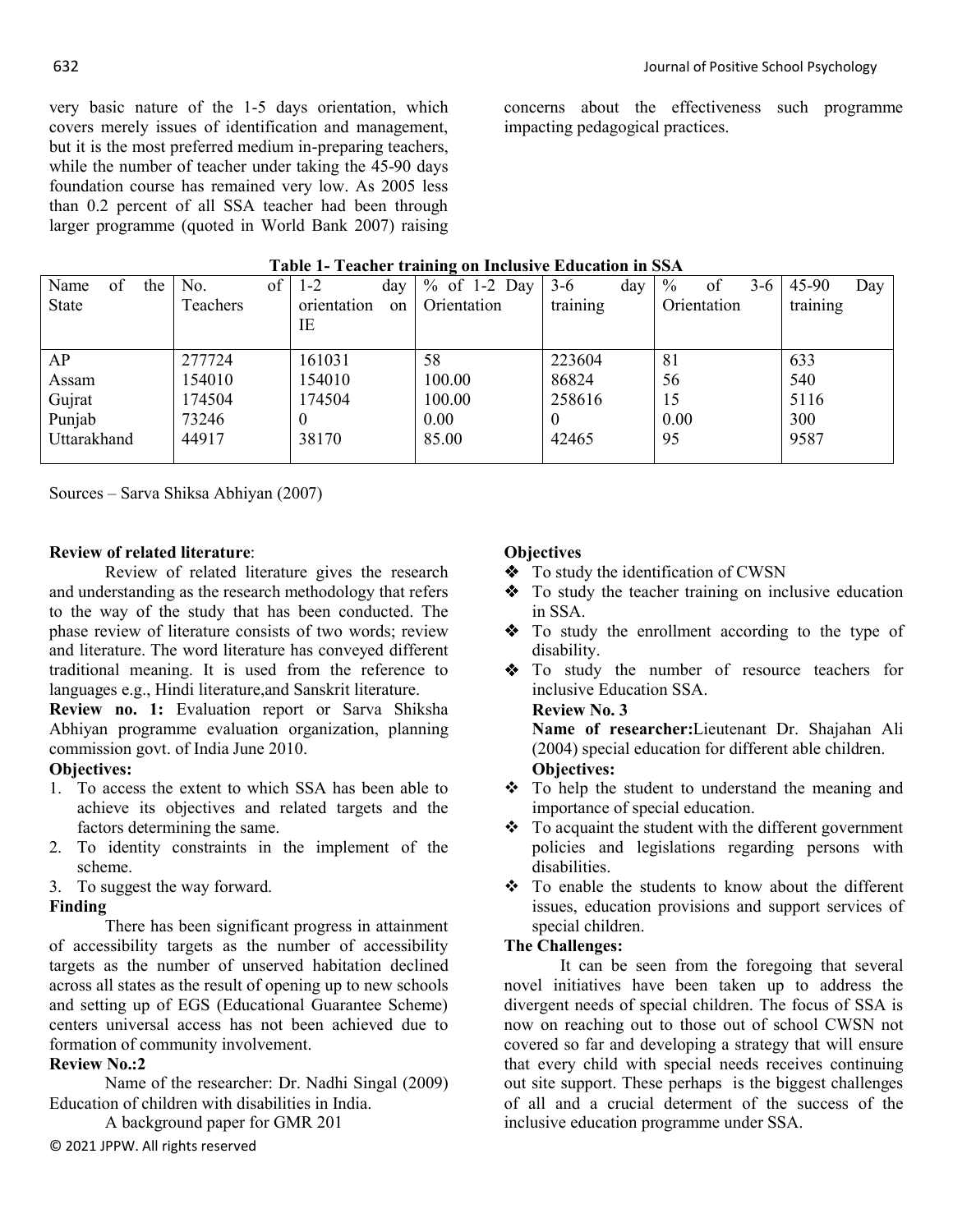very basic nature of the 1-5 days orientation, which covers merely issues of identification and management, but it is the most preferred medium in-preparing teachers, while the number of teacher under taking the 45-90 days foundation course has remained very low. As 2005 less than 0.2 percent of all SSA teacher had been through larger programme (quoted in World Bank 2007) raising concerns about the effectiveness such programme impacting pedagogical practices.

**Table 1- Teacher training on Inclusive Education in SSA**

| Name of the State | No. of Teachers | 1-2 day orientation on IE | % of 1-2 Day Orientation | 3-6 day training | % of 3-6 Orientation | 45-90 Day training |
|---|---|---|---|---|---|---|
| AP | 277724 | 161031 | 58 | 223604 | 81 | 633 |
| Assam | 154010 | 154010 | 100.00 | 86824 | 56 | 540 |
| Gujrat | 174504 | 174504 | 100.00 | 258616 | 15 | 5116 |
| Punjab | 73246 | 0 | 0.00 | 0 | 0.00 | 300 |
| Uttarakhand | 44917 | 38170 | 85.00 | 42465 | 95 | 9587 |

Sources – Sarva Shiksa Abhiyan (2007)

**Review of related literature**:

Review of related literature gives the research and understanding as the research methodology that refers to the way of the study that has been conducted. The phase review of literature consists of two words; review and literature. The word literature has conveyed different traditional meaning. It is used from the reference to languages e.g., Hindi literature,and Sanskrit literature.

**Review no. 1:** Evaluation report or Sarva Shiksha Abhiyan programme evaluation organization, planning commission govt. of India June 2010.

**Objectives:**

1. To access the extent to which SSA has been able to achieve its objectives and related targets and the factors determining the same.
2. To identity constraints in the implement of the scheme.
3. To suggest the way forward.

**Finding**

There has been significant progress in attainment of accessibility targets as the number of accessibility targets as the number of unserved habitation declined across all states as the result of opening up to new schools and setting up of EGS (Educational Guarantee Scheme) centers universal access has not been achieved due to formation of community involvement.

**Review No.:2**

Name of the researcher: Dr. Nadhi Singal (2009) Education of children with disabilities in India.

A background paper for GMR 201

**Objectives**

- To study the identification of CWSN
- To study the teacher training on inclusive education in SSA.
- To study the enrollment according to the type of disability.
- To study the number of resource teachers for inclusive Education SSA.

**Review No. 3**

**Name of researcher:**Lieutenant Dr. Shajahan Ali (2004) special education for different able children.

**Objectives:**

- To help the student to understand the meaning and importance of special education.
- To acquaint the student with the different government policies and legislations regarding persons with disabilities.
- To enable the students to know about the different issues, education provisions and support services of special children.

**The Challenges:**

It can be seen from the foregoing that several novel initiatives have been taken up to address the divergent needs of special children. The focus of SSA is now on reaching out to those out of school CWSN not covered so far and developing a strategy that will ensure that every child with special needs receives continuing out site support. These perhaps is the biggest challenges of all and a crucial determent of the success of the inclusive education programme under SSA.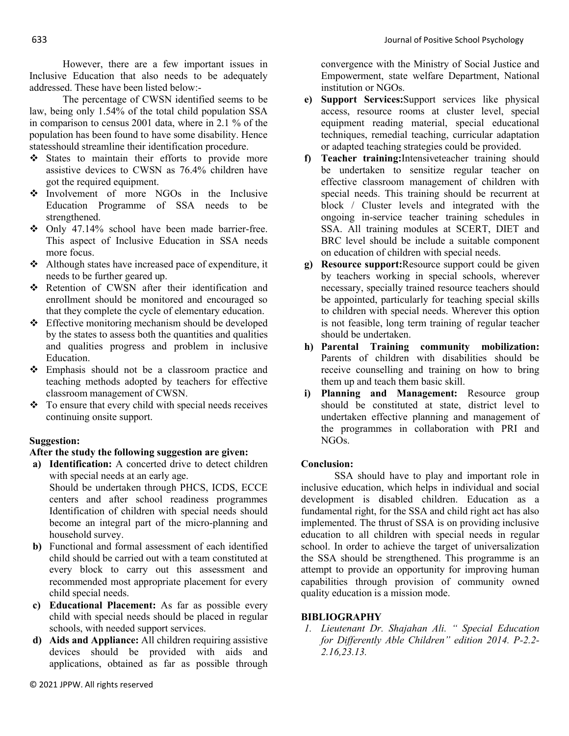However, there are a few important issues in Inclusive Education that also needs to be adequately addressed. These have been listed below:-

The percentage of CWSN identified seems to be law, being only 1.54% of the total child population SSA in comparison to census 2001 data, where in 2.1 % of the population has been found to have some disability. Hence statesshould streamline their identification procedure.

- States to maintain their efforts to provide more assistive devices to CWSN as 76.4% children have got the required equipment.
- Involvement of more NGOs in the Inclusive Education Programme of SSA needs to be strengthened.
- Only 47.14% school have been made barrier-free. This aspect of Inclusive Education in SSA needs more focus.
- Although states have increased pace of expenditure, it needs to be further geared up.
- Retention of CWSN after their identification and enrollment should be monitored and encouraged so that they complete the cycle of elementary education.
- Effective monitoring mechanism should be developed by the states to assess both the quantities and qualities and qualities progress and problem in inclusive Education.
- Emphasis should not be a classroom practice and teaching methods adopted by teachers for effective classroom management of CWSN.
- To ensure that every child with special needs receives continuing onsite support.

## Suggestion:

**After the study the following suggestion are given:**

a) **Identification:** A concerted drive to detect children with special needs at an early age.
Should be undertaken through PHCS, ICDS, ECCE centers and after school readiness programmes Identification of children with special needs should become an integral part of the micro-planning and household survey.

b) Functional and formal assessment of each identified child should be carried out with a team constituted at every block to carry out this assessment and recommended most appropriate placement for every child special needs.

c) **Educational Placement:** As far as possible every child with special needs should be placed in regular schools, with needed support services.

d) **Aids and Appliance:** All children requiring assistive devices should be provided with aids and applications, obtained as far as possible through convergence with the Ministry of Social Justice and Empowerment, state welfare Department, National institution or NGOs.

e) **Support Services:**Support services like physical access, resource rooms at cluster level, special equipment reading material, special educational techniques, remedial teaching, curricular adaptation or adapted teaching strategies could be provided.

f) **Teacher training:**Intensiveteacher training should be undertaken to sensitize regular teacher on effective classroom management of children with special needs. This training should be recurrent at block / Cluster levels and integrated with the ongoing in-service teacher training schedules in SSA. All training modules at SCERT, DIET and BRC level should be include a suitable component on education of children with special needs.

g) **Resource support:**Resource support could be given by teachers working in special schools, wherever necessary, specially trained resource teachers should be appointed, particularly for teaching special skills to children with special needs. Wherever this option is not feasible, long term training of regular teacher should be undertaken.

h) **Parental Training community mobilization:** Parents of children with disabilities should be receive counselling and training on how to bring them up and teach them basic skill.

i) **Planning and Management:** Resource group should be constituted at state, district level to undertaken effective planning and management of the programmes in collaboration with PRI and NGOs.

## Conclusion:

SSA should have to play and important role in inclusive education, which helps in individual and social development is disabled children. Education as a fundamental right, for the SSA and child right act has also implemented. The thrust of SSA is on providing inclusive education to all children with special needs in regular school. In order to achieve the target of universalization the SSA should be strengthened. This programme is an attempt to provide an opportunity for improving human capabilities through provision of community owned quality education is a mission mode.

## BIBLIOGRAPHY

1. *Lieutenant Dr. Shajahan Ali. " Special Education for Differently Able Children" edition 2014. P-2.2-2.16,23.13.*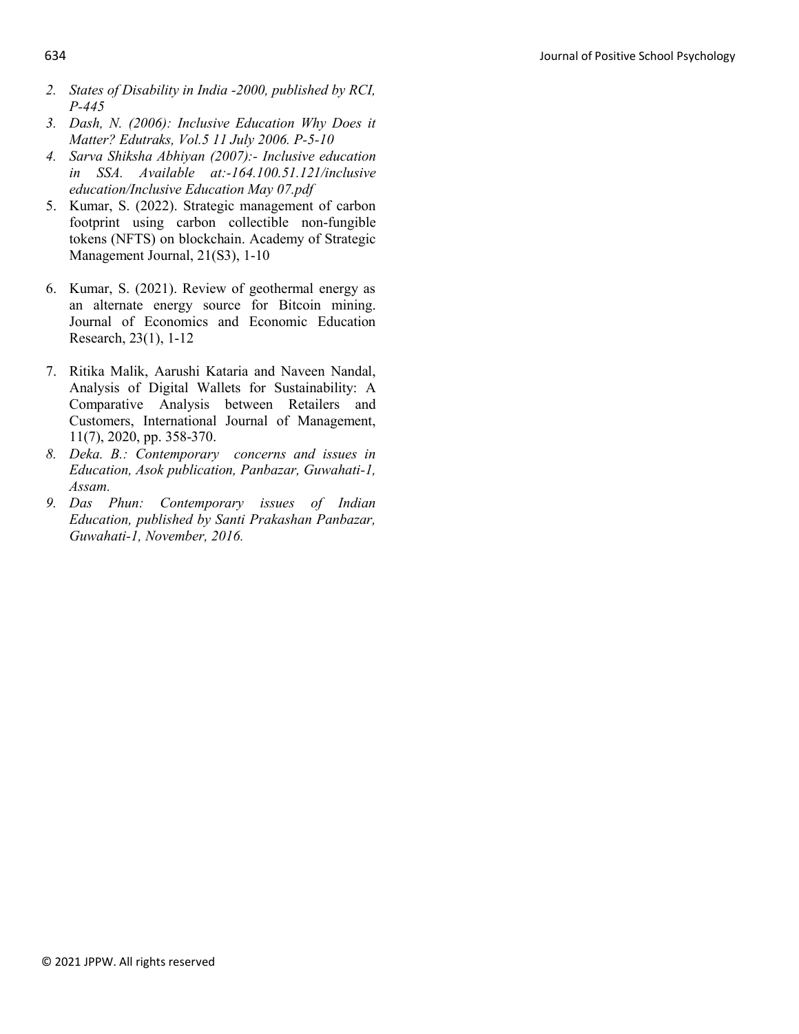2. *States of Disability in India -2000, published by RCI, P-445*
3. *Dash, N. (2006): Inclusive Education Why Does it Matter? Edutraks, Vol.5 11 July 2006. P-5-10*
4. *Sarva Shiksha Abhiyan (2007):- Inclusive education in SSA. Available at:-164.100.51.121/inclusive education/Inclusive Education May 07.pdf*
5. Kumar, S. (2022). Strategic management of carbon footprint using carbon collectible non-fungible tokens (NFTS) on blockchain. Academy of Strategic Management Journal, 21(S3), 1-10
6. Kumar, S. (2021). Review of geothermal energy as an alternate energy source for Bitcoin mining. Journal of Economics and Economic Education Research, 23(1), 1-12
7. Ritika Malik, Aarushi Kataria and Naveen Nandal, Analysis of Digital Wallets for Sustainability: A Comparative Analysis between Retailers and Customers, International Journal of Management, 11(7), 2020, pp. 358-370.
8. *Deka. B.: Contemporary concerns and issues in Education, Asok publication, Panbazar, Guwahati-1, Assam.*
9. *Das Phun: Contemporary issues of Indian Education, published by Santi Prakashan Panbazar, Guwahati-1, November, 2016.*